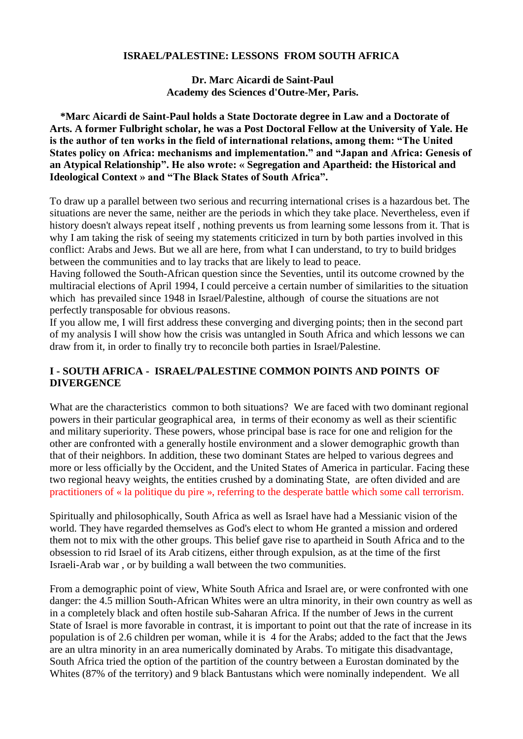## ISRAEL/PALESTINE: LESSONS FROM SOUTH AFRICA

**Dr. Marc Aicardi de Saint-Paul**
**Academy des Sciences d'Outre-Mer, Paris.**

**\*Marc Aicardi de Saint-Paul holds a State Doctorate degree in Law and a Doctorate of Arts. A former Fulbright scholar, he was a Post Doctoral Fellow at the University of Yale. He is the author of ten works in the field of international relations, among them: "The United States policy on Africa: mechanisms and implementation." and "Japan and Africa: Genesis of an Atypical Relationship". He also wrote: « Segregation and Apartheid: the Historical and Ideological Context » and "The Black States of South Africa".**

To draw up a parallel between two serious and recurring international crises is a hazardous bet. The situations are never the same, neither are the periods in which they take place. Nevertheless, even if history doesn't always repeat itself , nothing prevents us from learning some lessons from it. That is why I am taking the risk of seeing my statements criticized in turn by both parties involved in this conflict: Arabs and Jews. But we all are here, from what I can understand, to try to build bridges between the communities and to lay tracks that are likely to lead to peace.
Having followed the South-African question since the Seventies, until its outcome crowned by the multiracial elections of April 1994, I could perceive a certain number of similarities to the situation which has prevailed since 1948 in Israel/Palestine, although of course the situations are not perfectly transposable for obvious reasons.
If you allow me, I will first address these converging and diverging points; then in the second part of my analysis I will show how the crisis was untangled in South Africa and which lessons we can draw from it, in order to finally try to reconcile both parties in Israel/Palestine.

### I - SOUTH AFRICA - ISRAEL/PALESTINE COMMON POINTS AND POINTS OF DIVERGENCE

What are the characteristics common to both situations? We are faced with two dominant regional powers in their particular geographical area, in terms of their economy as well as their scientific and military superiority. These powers, whose principal base is race for one and religion for the other are confronted with a generally hostile environment and a slower demographic growth than that of their neighbors. In addition, these two dominant States are helped to various degrees and more or less officially by the Occident, and the United States of America in particular. Facing these two regional heavy weights, the entities crushed by a dominating State, are often divided and are practitioners of « la politique du pire », referring to the desperate battle which some call terrorism.

Spiritually and philosophically, South Africa as well as Israel have had a Messianic vision of the world. They have regarded themselves as God's elect to whom He granted a mission and ordered them not to mix with the other groups. This belief gave rise to apartheid in South Africa and to the obsession to rid Israel of its Arab citizens, either through expulsion, as at the time of the first Israeli-Arab war , or by building a wall between the two communities.

From a demographic point of view, White South Africa and Israel are, or were confronted with one danger: the 4.5 million South-African Whites were an ultra minority, in their own country as well as in a completely black and often hostile sub-Saharan Africa. If the number of Jews in the current State of Israel is more favorable in contrast, it is important to point out that the rate of increase in its population is of 2.6 children per woman, while it is 4 for the Arabs; added to the fact that the Jews are an ultra minority in an area numerically dominated by Arabs. To mitigate this disadvantage, South Africa tried the option of the partition of the country between a Eurostan dominated by the Whites (87% of the territory) and 9 black Bantustans which were nominally independent. We all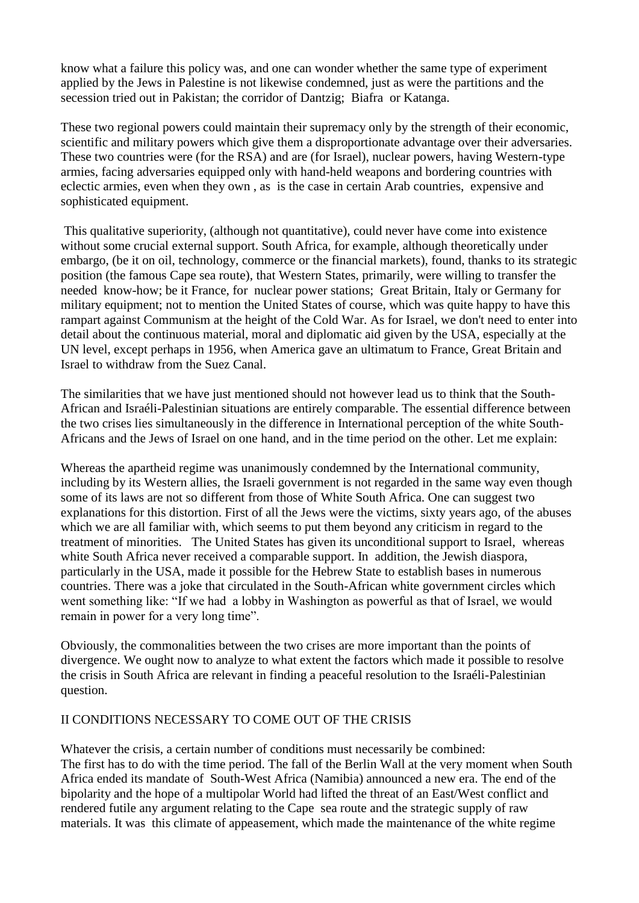know what a failure this policy was, and one can wonder whether the same type of experiment applied by the Jews in Palestine is not likewise condemned, just as were the partitions and the secession tried out in Pakistan; the corridor of Dantzig; Biafra or Katanga.

These two regional powers could maintain their supremacy only by the strength of their economic, scientific and military powers which give them a disproportionate advantage over their adversaries. These two countries were (for the RSA) and are (for Israel), nuclear powers, having Western-type armies, facing adversaries equipped only with hand-held weapons and bordering countries with eclectic armies, even when they own , as is the case in certain Arab countries, expensive and sophisticated equipment.

This qualitative superiority, (although not quantitative), could never have come into existence without some crucial external support. South Africa, for example, although theoretically under embargo, (be it on oil, technology, commerce or the financial markets), found, thanks to its strategic position (the famous Cape sea route), that Western States, primarily, were willing to transfer the needed know-how; be it France, for nuclear power stations; Great Britain, Italy or Germany for military equipment; not to mention the United States of course, which was quite happy to have this rampart against Communism at the height of the Cold War. As for Israel, we don't need to enter into detail about the continuous material, moral and diplomatic aid given by the USA, especially at the UN level, except perhaps in 1956, when America gave an ultimatum to France, Great Britain and Israel to withdraw from the Suez Canal.

The similarities that we have just mentioned should not however lead us to think that the South-African and Israéli-Palestinian situations are entirely comparable. The essential difference between the two crises lies simultaneously in the difference in International perception of the white South-Africans and the Jews of Israel on one hand, and in the time period on the other. Let me explain:

Whereas the apartheid regime was unanimously condemned by the International community, including by its Western allies, the Israeli government is not regarded in the same way even though some of its laws are not so different from those of White South Africa. One can suggest two explanations for this distortion. First of all the Jews were the victims, sixty years ago, of the abuses which we are all familiar with, which seems to put them beyond any criticism in regard to the treatment of minorities. The United States has given its unconditional support to Israel, whereas white South Africa never received a comparable support. In addition, the Jewish diaspora, particularly in the USA, made it possible for the Hebrew State to establish bases in numerous countries. There was a joke that circulated in the South-African white government circles which went something like: "If we had a lobby in Washington as powerful as that of Israel, we would remain in power for a very long time".

Obviously, the commonalities between the two crises are more important than the points of divergence. We ought now to analyze to what extent the factors which made it possible to resolve the crisis in South Africa are relevant in finding a peaceful resolution to the Israéli-Palestinian question.

## II CONDITIONS NECESSARY TO COME OUT OF THE CRISIS

Whatever the crisis, a certain number of conditions must necessarily be combined:
The first has to do with the time period. The fall of the Berlin Wall at the very moment when South Africa ended its mandate of South-West Africa (Namibia) announced a new era. The end of the bipolarity and the hope of a multipolar World had lifted the threat of an East/West conflict and rendered futile any argument relating to the Cape sea route and the strategic supply of raw materials. It was this climate of appeasement, which made the maintenance of the white regime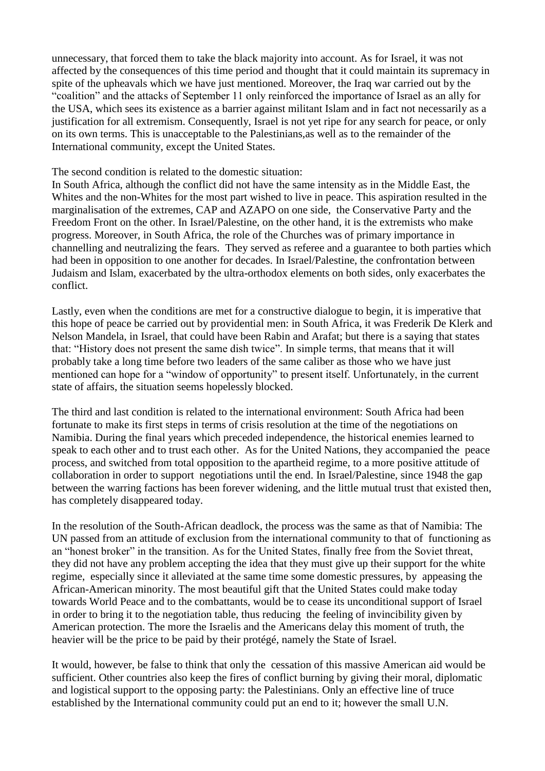unnecessary, that forced them to take the black majority into account. As for Israel, it was not affected by the consequences of this time period and thought that it could maintain its supremacy in spite of the upheavals which we have just mentioned. Moreover, the Iraq war carried out by the "coalition" and the attacks of September 11 only reinforced the importance of Israel as an ally for the USA, which sees its existence as a barrier against militant Islam and in fact not necessarily as a justification for all extremism. Consequently, Israel is not yet ripe for any search for peace, or only on its own terms. This is unacceptable to the Palestinians,as well as to the remainder of the International community, except the United States.

The second condition is related to the domestic situation:
In South Africa, although the conflict did not have the same intensity as in the Middle East, the Whites and the non-Whites for the most part wished to live in peace. This aspiration resulted in the marginalisation of the extremes, CAP and AZAPO on one side, the Conservative Party and the Freedom Front on the other. In Israel/Palestine, on the other hand, it is the extremists who make progress. Moreover, in South Africa, the role of the Churches was of primary importance in channelling and neutralizing the fears. They served as referee and a guarantee to both parties which had been in opposition to one another for decades. In Israel/Palestine, the confrontation between Judaism and Islam, exacerbated by the ultra-orthodox elements on both sides, only exacerbates the conflict.

Lastly, even when the conditions are met for a constructive dialogue to begin, it is imperative that this hope of peace be carried out by providential men: in South Africa, it was Frederik De Klerk and Nelson Mandela, in Israel, that could have been Rabin and Arafat; but there is a saying that states that: "History does not present the same dish twice". In simple terms, that means that it will probably take a long time before two leaders of the same caliber as those who we have just mentioned can hope for a "window of opportunity" to present itself. Unfortunately, in the current state of affairs, the situation seems hopelessly blocked.

The third and last condition is related to the international environment: South Africa had been fortunate to make its first steps in terms of crisis resolution at the time of the negotiations on Namibia. During the final years which preceded independence, the historical enemies learned to speak to each other and to trust each other. As for the United Nations, they accompanied the peace process, and switched from total opposition to the apartheid regime, to a more positive attitude of collaboration in order to support negotiations until the end. In Israel/Palestine, since 1948 the gap between the warring factions has been forever widening, and the little mutual trust that existed then, has completely disappeared today.

In the resolution of the South-African deadlock, the process was the same as that of Namibia: The UN passed from an attitude of exclusion from the international community to that of functioning as an "honest broker" in the transition. As for the United States, finally free from the Soviet threat, they did not have any problem accepting the idea that they must give up their support for the white regime, especially since it alleviated at the same time some domestic pressures, by appeasing the African-American minority. The most beautiful gift that the United States could make today towards World Peace and to the combattants, would be to cease its unconditional support of Israel in order to bring it to the negotiation table, thus reducing the feeling of invincibility given by American protection. The more the Israelis and the Americans delay this moment of truth, the heavier will be the price to be paid by their protégé, namely the State of Israel.

It would, however, be false to think that only the cessation of this massive American aid would be sufficient. Other countries also keep the fires of conflict burning by giving their moral, diplomatic and logistical support to the opposing party: the Palestinians. Only an effective line of truce established by the International community could put an end to it; however the small U.N.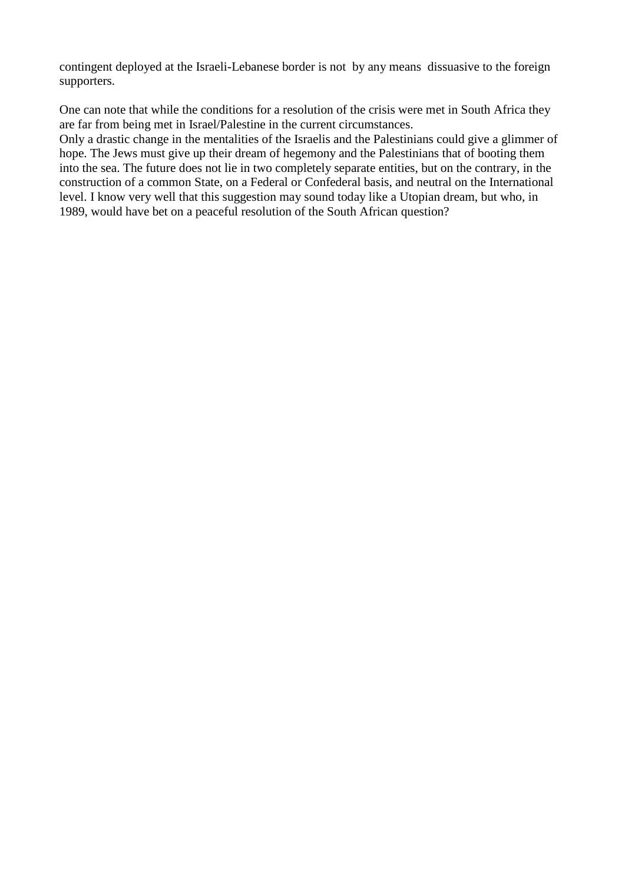contingent deployed at the Israeli-Lebanese border is not by any means dissuasive to the foreign supporters.

One can note that while the conditions for a resolution of the crisis were met in South Africa they are far from being met in Israel/Palestine in the current circumstances.
Only a drastic change in the mentalities of the Israelis and the Palestinians could give a glimmer of hope. The Jews must give up their dream of hegemony and the Palestinians that of booting them into the sea. The future does not lie in two completely separate entities, but on the contrary, in the construction of a common State, on a Federal or Confederal basis, and neutral on the International level. I know very well that this suggestion may sound today like a Utopian dream, but who, in 1989, would have bet on a peaceful resolution of the South African question?